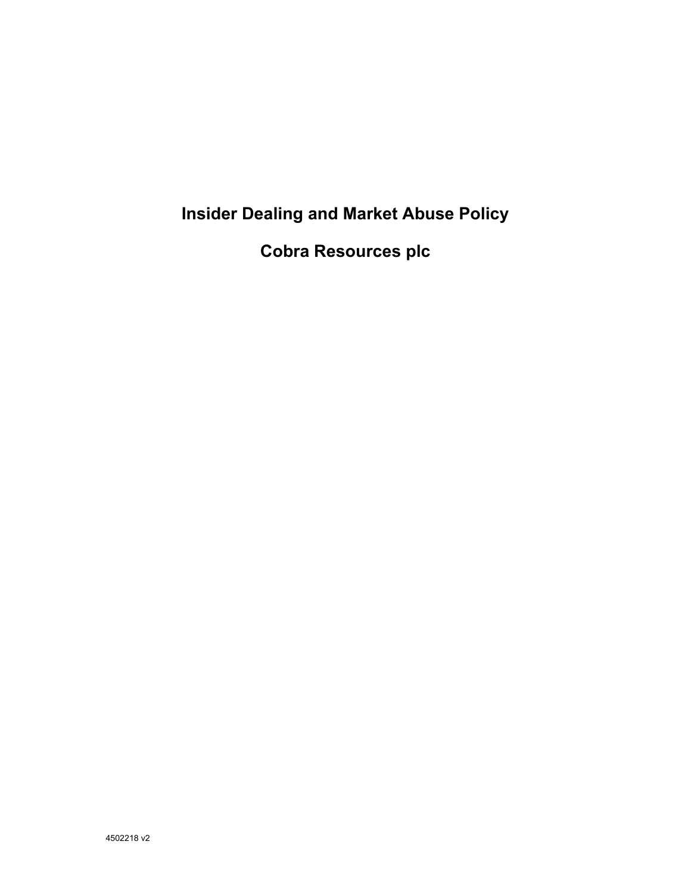# Insider Dealing and Market Abuse Policy

# Cobra Resources plc

4502218 v2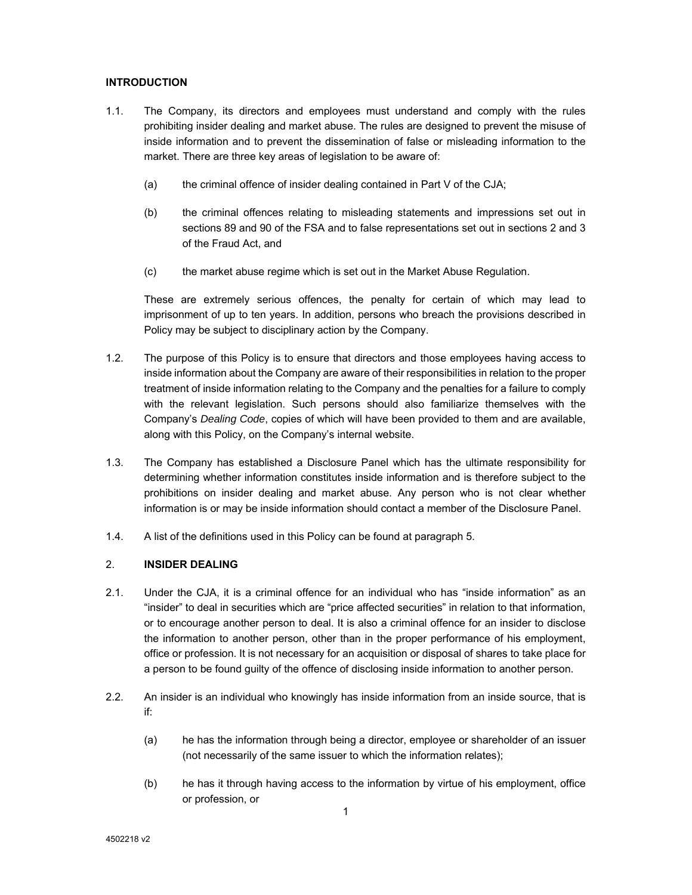## INTRODUCTION

1.1. The Company, its directors and employees must understand and comply with the rules prohibiting insider dealing and market abuse. The rules are designed to prevent the misuse of inside information and to prevent the dissemination of false or misleading information to the market. There are three key areas of legislation to be aware of:

(a) the criminal offence of insider dealing contained in Part V of the CJA;

(b) the criminal offences relating to misleading statements and impressions set out in sections 89 and 90 of the FSA and to false representations set out in sections 2 and 3 of the Fraud Act, and

(c) the market abuse regime which is set out in the Market Abuse Regulation.

These are extremely serious offences, the penalty for certain of which may lead to imprisonment of up to ten years. In addition, persons who breach the provisions described in Policy may be subject to disciplinary action by the Company.

1.2. The purpose of this Policy is to ensure that directors and those employees having access to inside information about the Company are aware of their responsibilities in relation to the proper treatment of inside information relating to the Company and the penalties for a failure to comply with the relevant legislation. Such persons should also familiarize themselves with the Company's *Dealing Code*, copies of which will have been provided to them and are available, along with this Policy, on the Company's internal website.

1.3. The Company has established a Disclosure Panel which has the ultimate responsibility for determining whether information constitutes inside information and is therefore subject to the prohibitions on insider dealing and market abuse. Any person who is not clear whether information is or may be inside information should contact a member of the Disclosure Panel.

1.4. A list of the definitions used in this Policy can be found at paragraph 5.

## 2. INSIDER DEALING

2.1. Under the CJA, it is a criminal offence for an individual who has "inside information" as an "insider" to deal in securities which are "price affected securities" in relation to that information, or to encourage another person to deal. It is also a criminal offence for an insider to disclose the information to another person, other than in the proper performance of his employment, office or profession. It is not necessary for an acquisition or disposal of shares to take place for a person to be found guilty of the offence of disclosing inside information to another person.

2.2. An insider is an individual who knowingly has inside information from an inside source, that is if:

(a) he has the information through being a director, employee or shareholder of an issuer (not necessarily of the same issuer to which the information relates);

(b) he has it through having access to the information by virtue of his employment, office or profession, or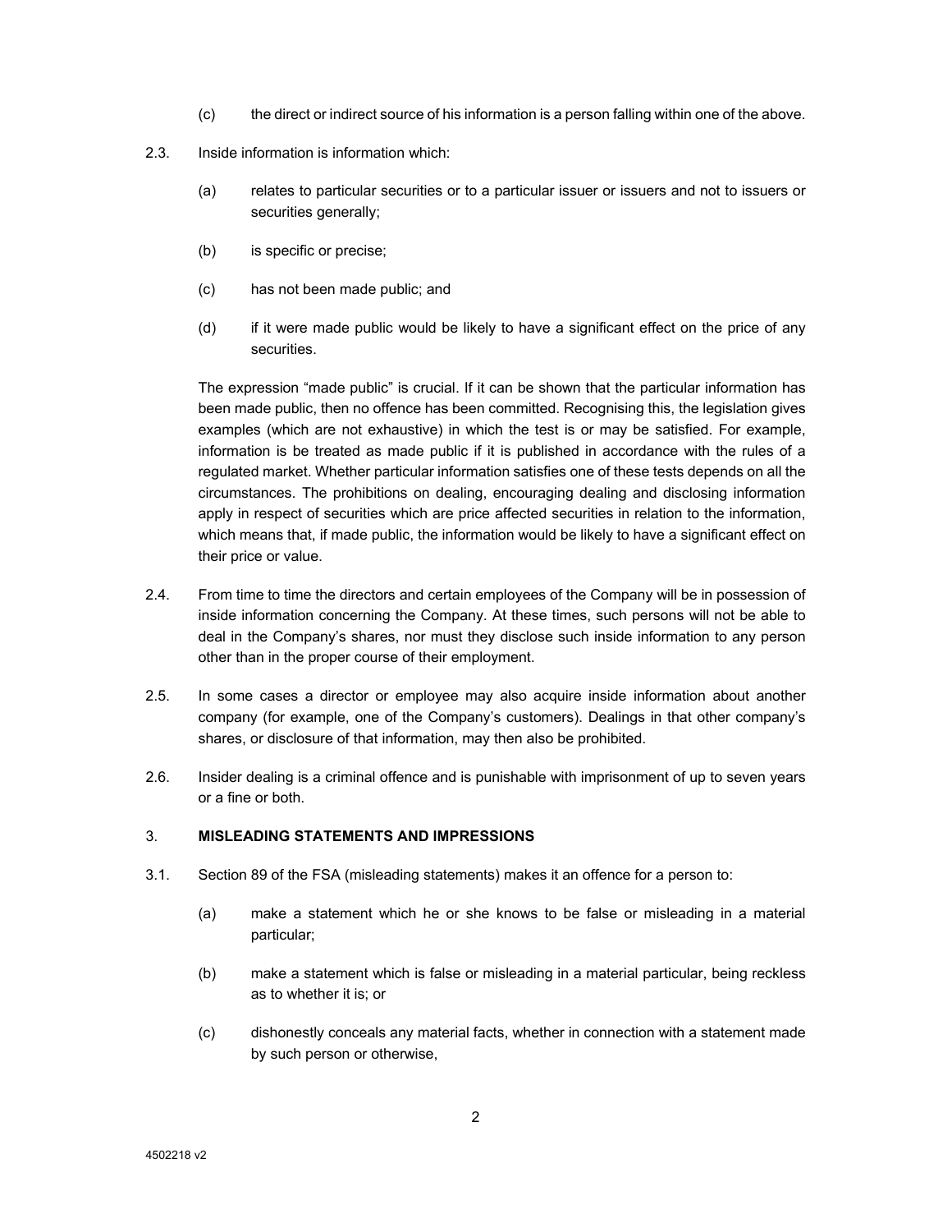(c) the direct or indirect source of his information is a person falling within one of the above.

2.3. Inside information is information which:

(a) relates to particular securities or to a particular issuer or issuers and not to issuers or securities generally;

(b) is specific or precise;

(c) has not been made public; and

(d) if it were made public would be likely to have a significant effect on the price of any securities.

The expression "made public" is crucial. If it can be shown that the particular information has been made public, then no offence has been committed. Recognising this, the legislation gives examples (which are not exhaustive) in which the test is or may be satisfied. For example, information is be treated as made public if it is published in accordance with the rules of a regulated market. Whether particular information satisfies one of these tests depends on all the circumstances. The prohibitions on dealing, encouraging dealing and disclosing information apply in respect of securities which are price affected securities in relation to the information, which means that, if made public, the information would be likely to have a significant effect on their price or value.

2.4. From time to time the directors and certain employees of the Company will be in possession of inside information concerning the Company. At these times, such persons will not be able to deal in the Company's shares, nor must they disclose such inside information to any person other than in the proper course of their employment.

2.5. In some cases a director or employee may also acquire inside information about another company (for example, one of the Company's customers). Dealings in that other company's shares, or disclosure of that information, may then also be prohibited.

2.6. Insider dealing is a criminal offence and is punishable with imprisonment of up to seven years or a fine or both.

## 3. MISLEADING STATEMENTS AND IMPRESSIONS

3.1. Section 89 of the FSA (misleading statements) makes it an offence for a person to:

(a) make a statement which he or she knows to be false or misleading in a material particular;

(b) make a statement which is false or misleading in a material particular, being reckless as to whether it is; or

(c) dishonestly conceals any material facts, whether in connection with a statement made by such person or otherwise,

4502218 v2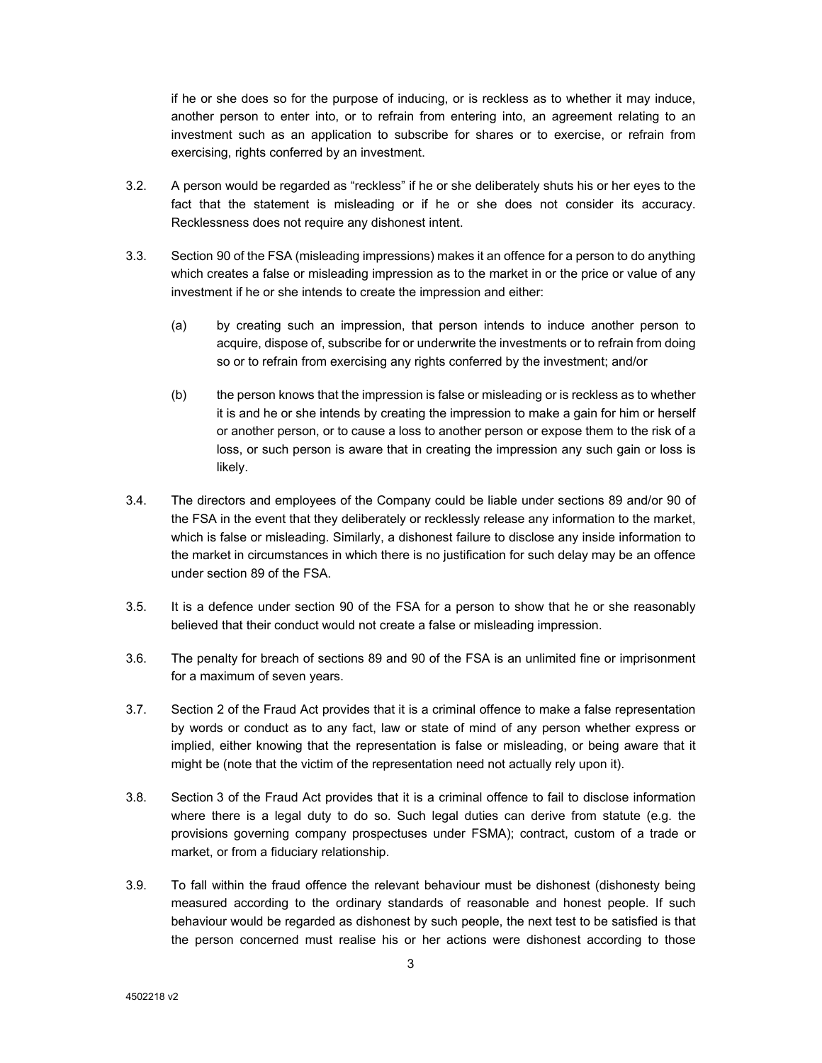if he or she does so for the purpose of inducing, or is reckless as to whether it may induce, another person to enter into, or to refrain from entering into, an agreement relating to an investment such as an application to subscribe for shares or to exercise, or refrain from exercising, rights conferred by an investment.

3.2. A person would be regarded as "reckless" if he or she deliberately shuts his or her eyes to the fact that the statement is misleading or if he or she does not consider its accuracy. Recklessness does not require any dishonest intent.

3.3. Section 90 of the FSA (misleading impressions) makes it an offence for a person to do anything which creates a false or misleading impression as to the market in or the price or value of any investment if he or she intends to create the impression and either:

(a) by creating such an impression, that person intends to induce another person to acquire, dispose of, subscribe for or underwrite the investments or to refrain from doing so or to refrain from exercising any rights conferred by the investment; and/or

(b) the person knows that the impression is false or misleading or is reckless as to whether it is and he or she intends by creating the impression to make a gain for him or herself or another person, or to cause a loss to another person or expose them to the risk of a loss, or such person is aware that in creating the impression any such gain or loss is likely.

3.4. The directors and employees of the Company could be liable under sections 89 and/or 90 of the FSA in the event that they deliberately or recklessly release any information to the market, which is false or misleading. Similarly, a dishonest failure to disclose any inside information to the market in circumstances in which there is no justification for such delay may be an offence under section 89 of the FSA.

3.5. It is a defence under section 90 of the FSA for a person to show that he or she reasonably believed that their conduct would not create a false or misleading impression.

3.6. The penalty for breach of sections 89 and 90 of the FSA is an unlimited fine or imprisonment for a maximum of seven years.

3.7. Section 2 of the Fraud Act provides that it is a criminal offence to make a false representation by words or conduct as to any fact, law or state of mind of any person whether express or implied, either knowing that the representation is false or misleading, or being aware that it might be (note that the victim of the representation need not actually rely upon it).

3.8. Section 3 of the Fraud Act provides that it is a criminal offence to fail to disclose information where there is a legal duty to do so. Such legal duties can derive from statute (e.g. the provisions governing company prospectuses under FSMA); contract, custom of a trade or market, or from a fiduciary relationship.

3.9. To fall within the fraud offence the relevant behaviour must be dishonest (dishonesty being measured according to the ordinary standards of reasonable and honest people. If such behaviour would be regarded as dishonest by such people, the next test to be satisfied is that the person concerned must realise his or her actions were dishonest according to those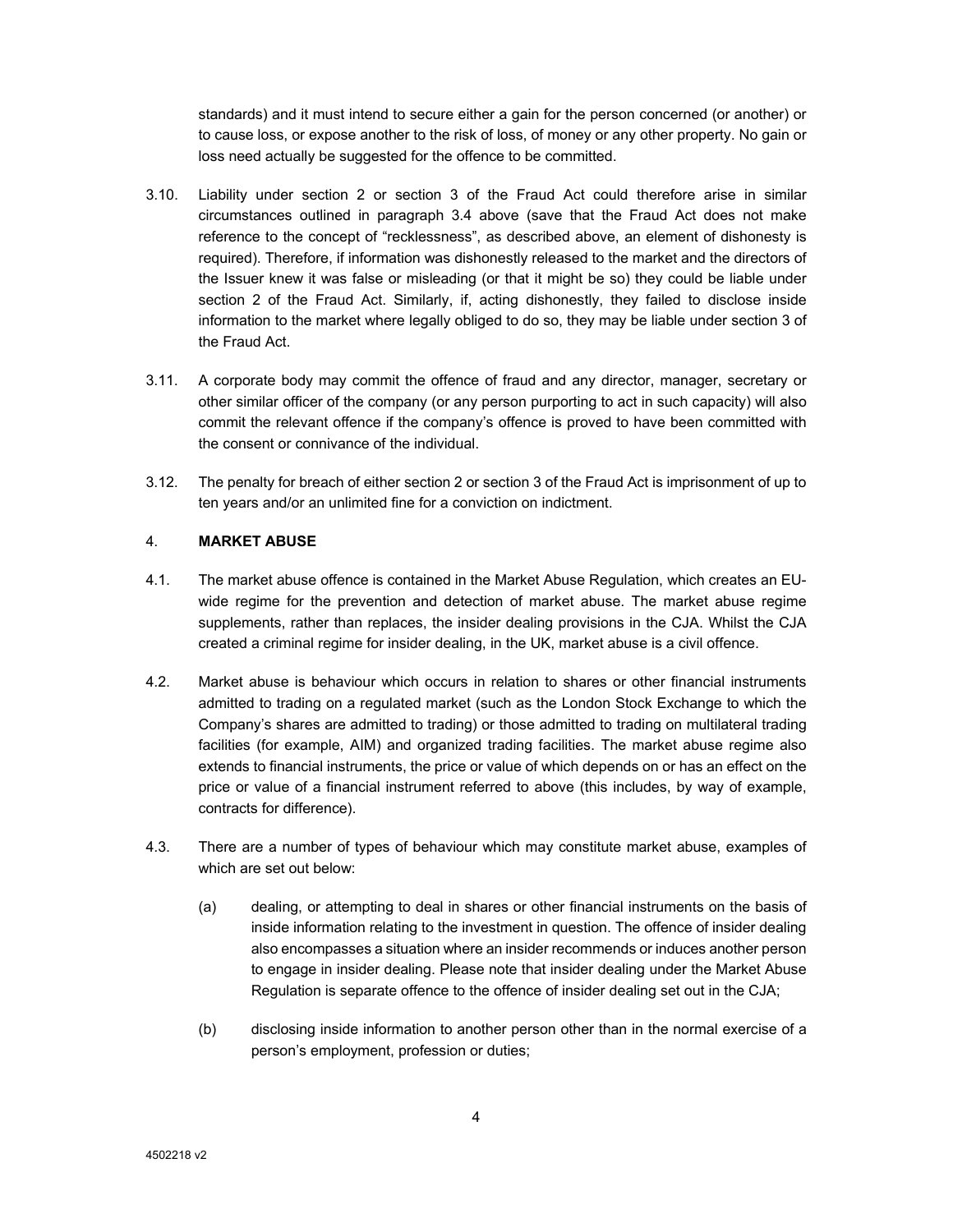standards) and it must intend to secure either a gain for the person concerned (or another) or to cause loss, or expose another to the risk of loss, of money or any other property. No gain or loss need actually be suggested for the offence to be committed.

3.10. Liability under section 2 or section 3 of the Fraud Act could therefore arise in similar circumstances outlined in paragraph 3.4 above (save that the Fraud Act does not make reference to the concept of "recklessness", as described above, an element of dishonesty is required). Therefore, if information was dishonestly released to the market and the directors of the Issuer knew it was false or misleading (or that it might be so) they could be liable under section 2 of the Fraud Act. Similarly, if, acting dishonestly, they failed to disclose inside information to the market where legally obliged to do so, they may be liable under section 3 of the Fraud Act.

3.11. A corporate body may commit the offence of fraud and any director, manager, secretary or other similar officer of the company (or any person purporting to act in such capacity) will also commit the relevant offence if the company's offence is proved to have been committed with the consent or connivance of the individual.

3.12. The penalty for breach of either section 2 or section 3 of the Fraud Act is imprisonment of up to ten years and/or an unlimited fine for a conviction on indictment.

## 4. MARKET ABUSE

4.1. The market abuse offence is contained in the Market Abuse Regulation, which creates an EU-wide regime for the prevention and detection of market abuse. The market abuse regime supplements, rather than replaces, the insider dealing provisions in the CJA. Whilst the CJA created a criminal regime for insider dealing, in the UK, market abuse is a civil offence.

4.2. Market abuse is behaviour which occurs in relation to shares or other financial instruments admitted to trading on a regulated market (such as the London Stock Exchange to which the Company's shares are admitted to trading) or those admitted to trading on multilateral trading facilities (for example, AIM) and organized trading facilities. The market abuse regime also extends to financial instruments, the price or value of which depends on or has an effect on the price or value of a financial instrument referred to above (this includes, by way of example, contracts for difference).

4.3. There are a number of types of behaviour which may constitute market abuse, examples of which are set out below:

(a) dealing, or attempting to deal in shares or other financial instruments on the basis of inside information relating to the investment in question. The offence of insider dealing also encompasses a situation where an insider recommends or induces another person to engage in insider dealing. Please note that insider dealing under the Market Abuse Regulation is separate offence to the offence of insider dealing set out in the CJA;

(b) disclosing inside information to another person other than in the normal exercise of a person's employment, profession or duties;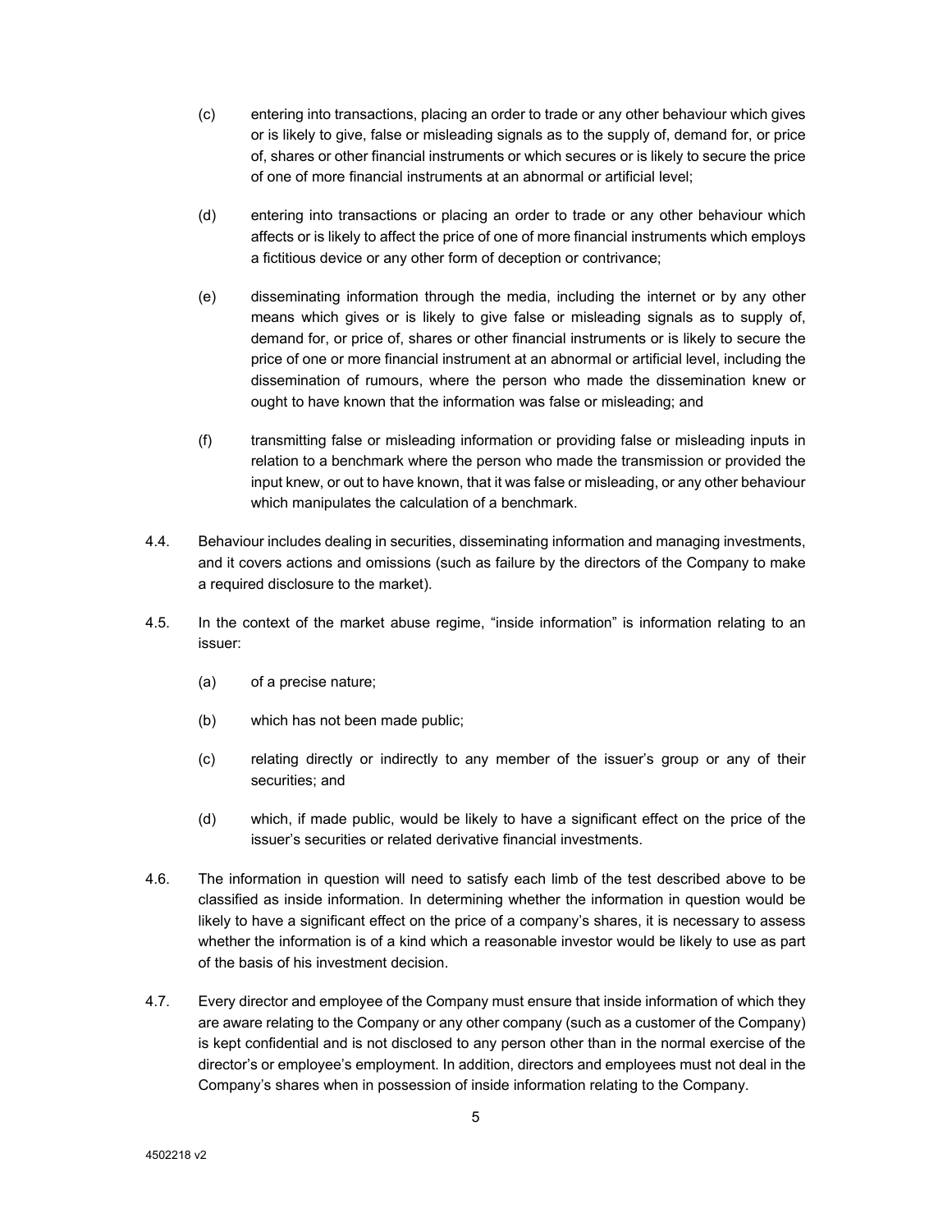(c) entering into transactions, placing an order to trade or any other behaviour which gives or is likely to give, false or misleading signals as to the supply of, demand for, or price of, shares or other financial instruments or which secures or is likely to secure the price of one of more financial instruments at an abnormal or artificial level;

(d) entering into transactions or placing an order to trade or any other behaviour which affects or is likely to affect the price of one of more financial instruments which employs a fictitious device or any other form of deception or contrivance;

(e) disseminating information through the media, including the internet or by any other means which gives or is likely to give false or misleading signals as to supply of, demand for, or price of, shares or other financial instruments or is likely to secure the price of one or more financial instrument at an abnormal or artificial level, including the dissemination of rumours, where the person who made the dissemination knew or ought to have known that the information was false or misleading; and

(f) transmitting false or misleading information or providing false or misleading inputs in relation to a benchmark where the person who made the transmission or provided the input knew, or out to have known, that it was false or misleading, or any other behaviour which manipulates the calculation of a benchmark.

4.4. Behaviour includes dealing in securities, disseminating information and managing investments, and it covers actions and omissions (such as failure by the directors of the Company to make a required disclosure to the market).

4.5. In the context of the market abuse regime, "inside information" is information relating to an issuer:

(a) of a precise nature;

(b) which has not been made public;

(c) relating directly or indirectly to any member of the issuer's group or any of their securities; and

(d) which, if made public, would be likely to have a significant effect on the price of the issuer's securities or related derivative financial investments.

4.6. The information in question will need to satisfy each limb of the test described above to be classified as inside information. In determining whether the information in question would be likely to have a significant effect on the price of a company's shares, it is necessary to assess whether the information is of a kind which a reasonable investor would be likely to use as part of the basis of his investment decision.

4.7. Every director and employee of the Company must ensure that inside information of which they are aware relating to the Company or any other company (such as a customer of the Company) is kept confidential and is not disclosed to any person other than in the normal exercise of the director's or employee's employment. In addition, directors and employees must not deal in the Company's shares when in possession of inside information relating to the Company.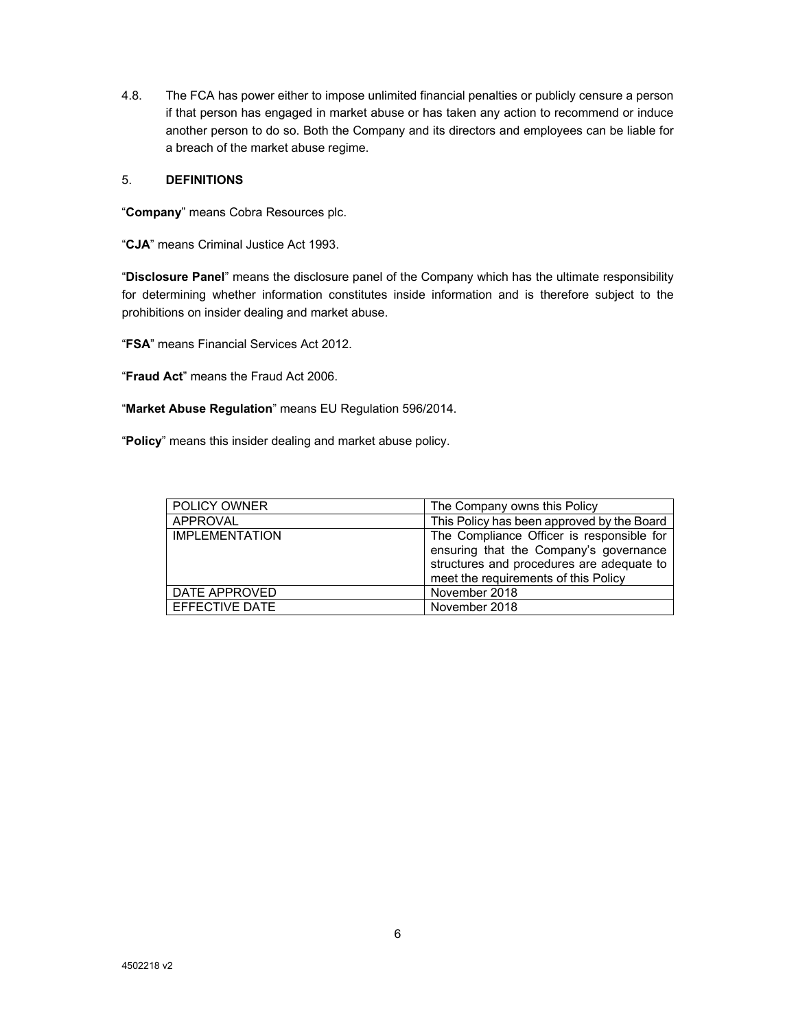4.8. The FCA has power either to impose unlimited financial penalties or publicly censure a person if that person has engaged in market abuse or has taken any action to recommend or induce another person to do so. Both the Company and its directors and employees can be liable for a breach of the market abuse regime.

## 5. DEFINITIONS

"**Company**" means Cobra Resources plc.

"**CJA**" means Criminal Justice Act 1993.

"**Disclosure Panel**" means the disclosure panel of the Company which has the ultimate responsibility for determining whether information constitutes inside information and is therefore subject to the prohibitions on insider dealing and market abuse.

"**FSA**" means Financial Services Act 2012.

"**Fraud Act**" means the Fraud Act 2006.

"**Market Abuse Regulation**" means EU Regulation 596/2014.

"**Policy**" means this insider dealing and market abuse policy.

| | |
|---|---|
| POLICY OWNER | The Company owns this Policy |
| APPROVAL | This Policy has been approved by the Board |
| IMPLEMENTATION | The Compliance Officer is responsible for ensuring that the Company's governance structures and procedures are adequate to meet the requirements of this Policy |
| DATE APPROVED | November 2018 |
| EFFECTIVE DATE | November 2018 |

4502218 v2